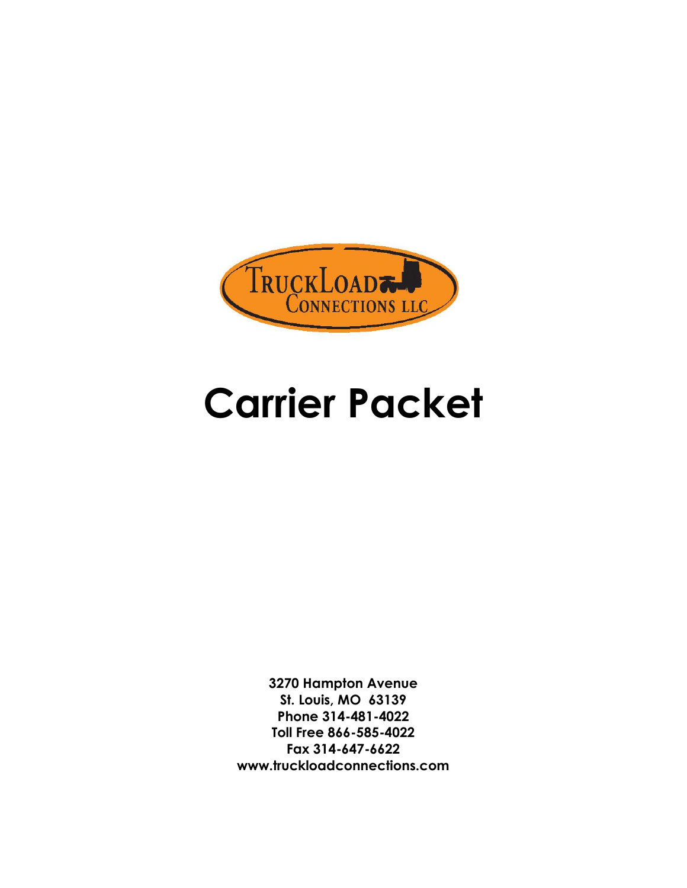TruckLoad Connections LLC

# Carrier Packet

**3270 Hampton Avenue**
**St. Louis, MO 63139**
**Phone 314-481-4022**
**Toll Free 866-585-4022**
**Fax 314-647-6622**
**www.truckloadconnections.com**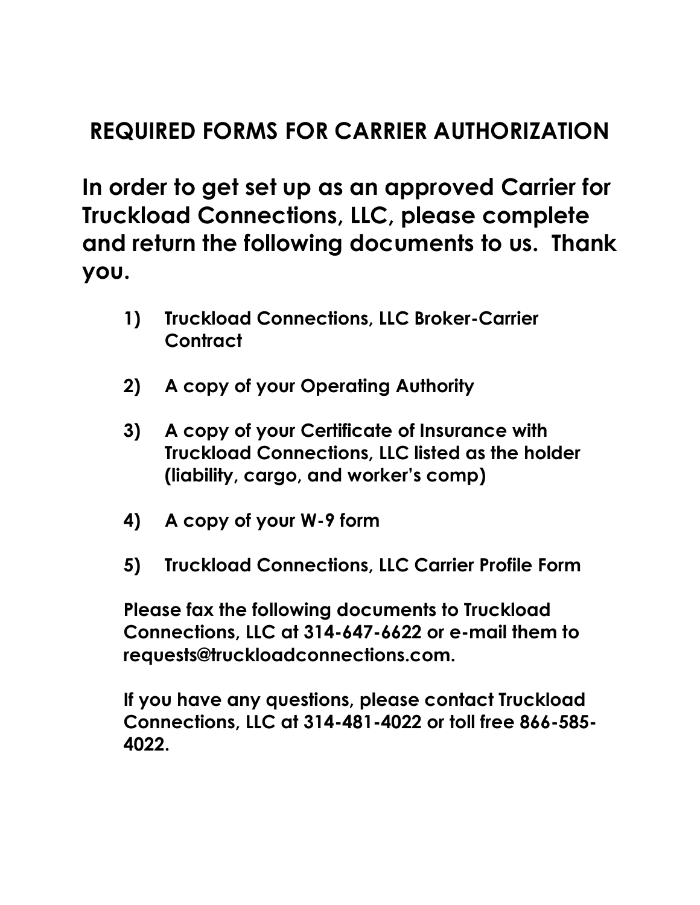# REQUIRED FORMS FOR CARRIER AUTHORIZATION

**In order to get set up as an approved Carrier for Truckload Connections, LLC, please complete and return the following documents to us. Thank you.**

1) **Truckload Connections, LLC Broker-Carrier Contract**

2) **A copy of your Operating Authority**

3) **A copy of your Certificate of Insurance with Truckload Connections, LLC listed as the holder (liability, cargo, and worker's comp)**

4) **A copy of your W-9 form**

5) **Truckload Connections, LLC Carrier Profile Form**

**Please fax the following documents to Truckload Connections, LLC at 314-647-6622 or e-mail them to requests@truckloadconnections.com.**

**If you have any questions, please contact Truckload Connections, LLC at 314-481-4022 or toll free 866-585-4022.**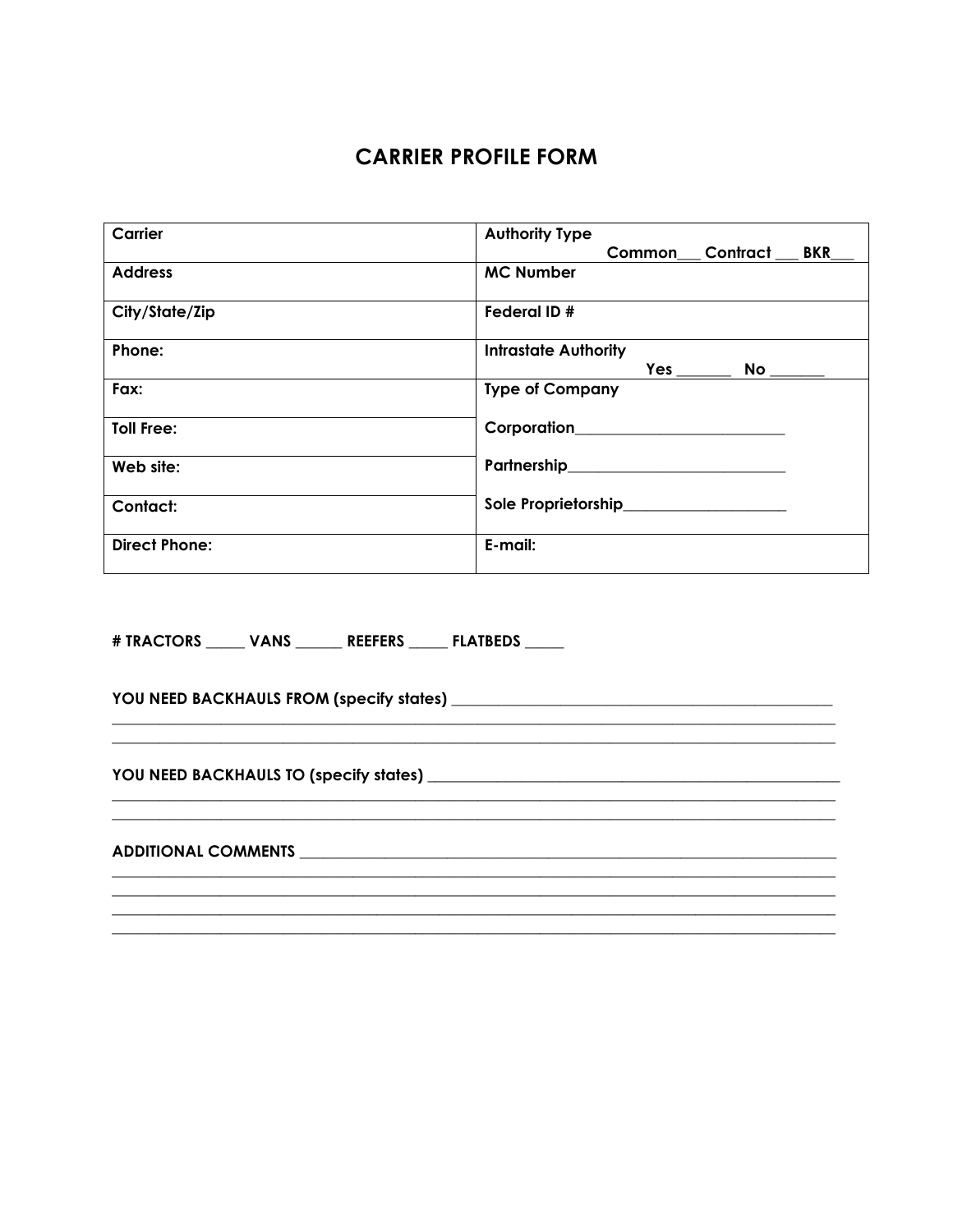# CARRIER PROFILE FORM

| | |
|---|---|
| **Carrier** | **Authority Type** Common___ Contract ___ BKR___ |
| **Address** | **MC Number** |
| **City/State/Zip** | **Federal ID #** |
| **Phone:** | **Intrastate Authority** Yes _______ No _______ |
| **Fax:** | **Type of Company** |
| **Toll Free:** | **Corporation**___________________________ |
| **Web site:** | **Partnership**___________________________ |
| **Contact:** | **Sole Proprietorship**____________________ |
| **Direct Phone:** | **E-mail:** |

**# TRACTORS _____ VANS ______ REEFERS _____ FLATBEDS _____**

**YOU NEED BACKHAULS FROM (specify states)** ___________________________________________________
___________________________________________________________________________________________
___________________________________________________________________________________________

**YOU NEED BACKHAULS TO (specify states)** ______________________________________________________
___________________________________________________________________________________________
___________________________________________________________________________________________

**ADDITIONAL COMMENTS** ___________________________________________________________________
___________________________________________________________________________________________
___________________________________________________________________________________________
___________________________________________________________________________________________
___________________________________________________________________________________________